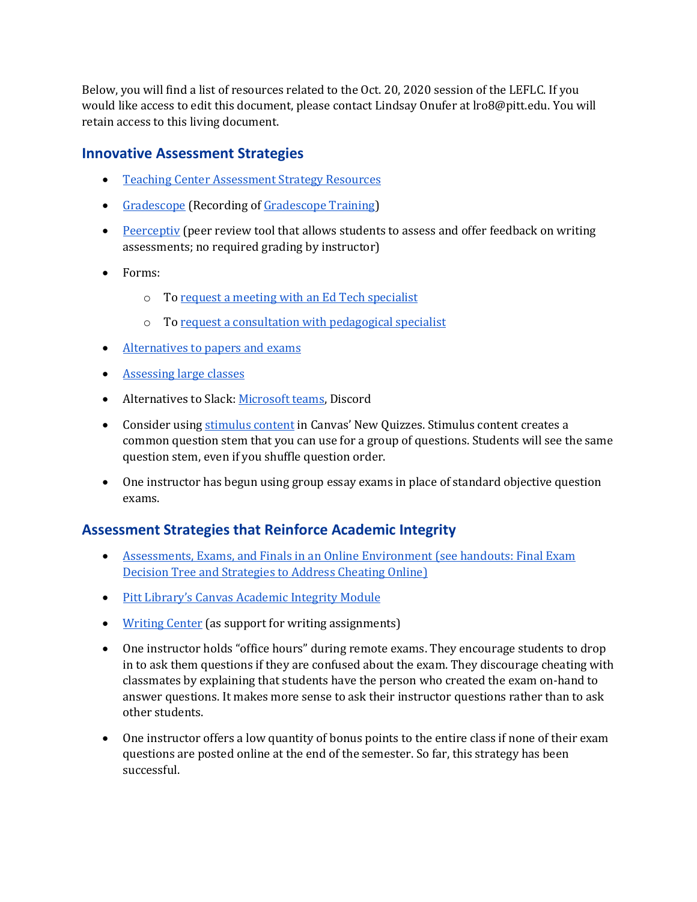Below, you will find a list of resources related to the Oct. 20, 2020 session of the LEFLC. If you would like access to edit this document, please contact Lindsay Onufer at lro8@pitt.edu. You will retain access to this living document.

## Innovative Assessment Strategies

- Teaching Center Assessment Strategy Resources
- Gradescope (Recording of Gradescope Training)
- Peerceptiv (peer review tool that allows students to assess and offer feedback on writing assessments; no required grading by instructor)
- Forms:
  - To request a meeting with an Ed Tech specialist
  - To request a consultation with pedagogical specialist
- Alternatives to papers and exams
- Assessing large classes
- Alternatives to Slack: Microsoft teams, Discord
- Consider using stimulus content in Canvas' New Quizzes. Stimulus content creates a common question stem that you can use for a group of questions. Students will see the same question stem, even if you shuffle question order.
- One instructor has begun using group essay exams in place of standard objective question exams.

## Assessment Strategies that Reinforce Academic Integrity

- Assessments, Exams, and Finals in an Online Environment (see handouts: Final Exam Decision Tree and Strategies to Address Cheating Online)
- Pitt Library's Canvas Academic Integrity Module
- Writing Center (as support for writing assignments)
- One instructor holds "office hours" during remote exams. They encourage students to drop in to ask them questions if they are confused about the exam. They discourage cheating with classmates by explaining that students have the person who created the exam on-hand to answer questions. It makes more sense to ask their instructor questions rather than to ask other students.
- One instructor offers a low quantity of bonus points to the entire class if none of their exam questions are posted online at the end of the semester. So far, this strategy has been successful.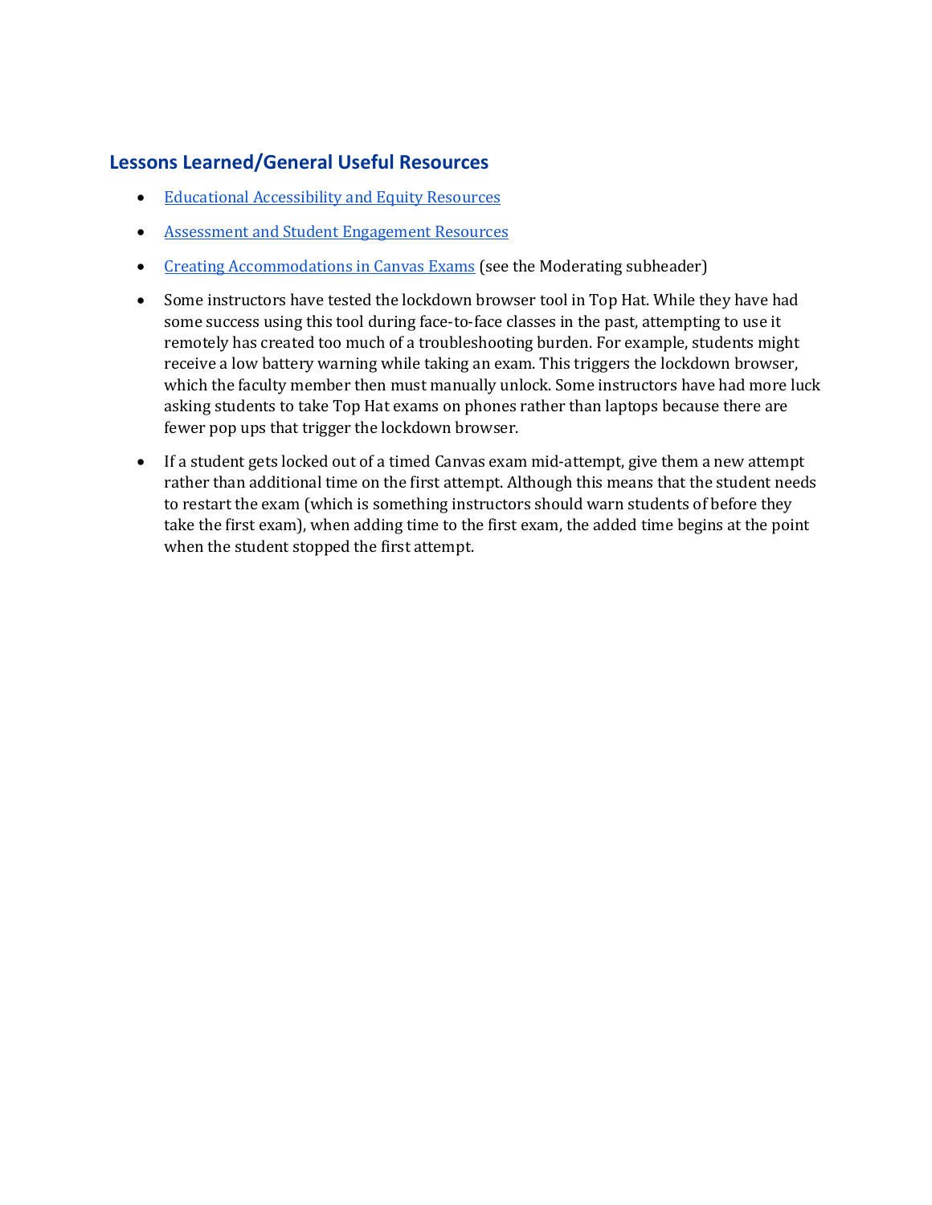## Lessons Learned/General Useful Resources

- Educational Accessibility and Equity Resources
- Assessment and Student Engagement Resources
- Creating Accommodations in Canvas Exams (see the Moderating subheader)
- Some instructors have tested the lockdown browser tool in Top Hat. While they have had some success using this tool during face-to-face classes in the past, attempting to use it remotely has created too much of a troubleshooting burden. For example, students might receive a low battery warning while taking an exam. This triggers the lockdown browser, which the faculty member then must manually unlock. Some instructors have had more luck asking students to take Top Hat exams on phones rather than laptops because there are fewer pop ups that trigger the lockdown browser.
- If a student gets locked out of a timed Canvas exam mid-attempt, give them a new attempt rather than additional time on the first attempt. Although this means that the student needs to restart the exam (which is something instructors should warn students of before they take the first exam), when adding time to the first exam, the added time begins at the point when the student stopped the first attempt.